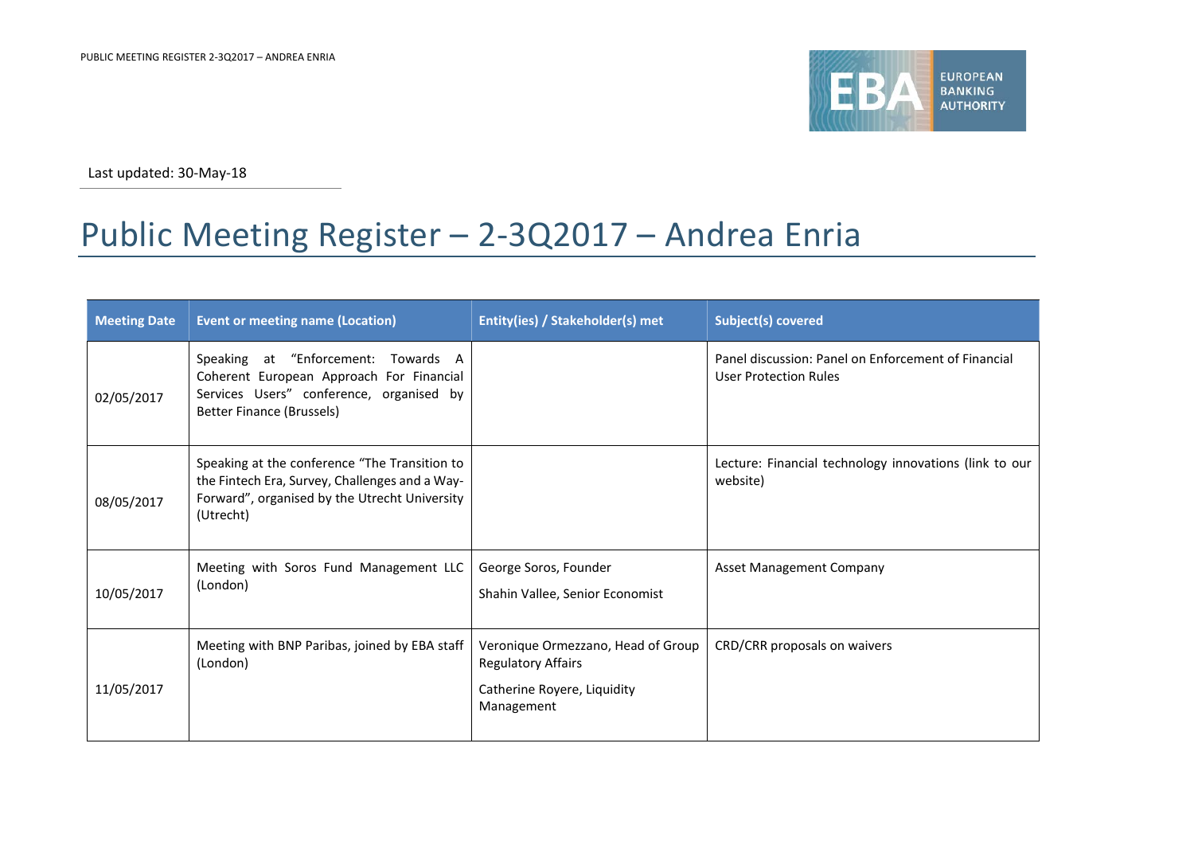Last updated: 30-May-18

# Public Meeting Register – 2-3Q2017 – Andrea Enria

| Meeting Date | Event or meeting name (Location) | Entity(ies) / Stakeholder(s) met | Subject(s) covered |
|---|---|---|---|
| 02/05/2017 | Speaking at "Enforcement: Towards A Coherent European Approach For Financial Services Users" conference, organised by Better Finance (Brussels) | | Panel discussion: Panel on Enforcement of Financial User Protection Rules |
| 08/05/2017 | Speaking at the conference "The Transition to the Fintech Era, Survey, Challenges and a Way-Forward", organised by the Utrecht University (Utrecht) | | Lecture: Financial technology innovations (link to our website) |
| 10/05/2017 | Meeting with Soros Fund Management LLC (London) | George Soros, Founder<br>Shahin Vallee, Senior Economist | Asset Management Company |
| 11/05/2017 | Meeting with BNP Paribas, joined by EBA staff (London) | Veronique Ormezzano, Head of Group Regulatory Affairs<br>Catherine Royere, Liquidity Management | CRD/CRR proposals on waivers |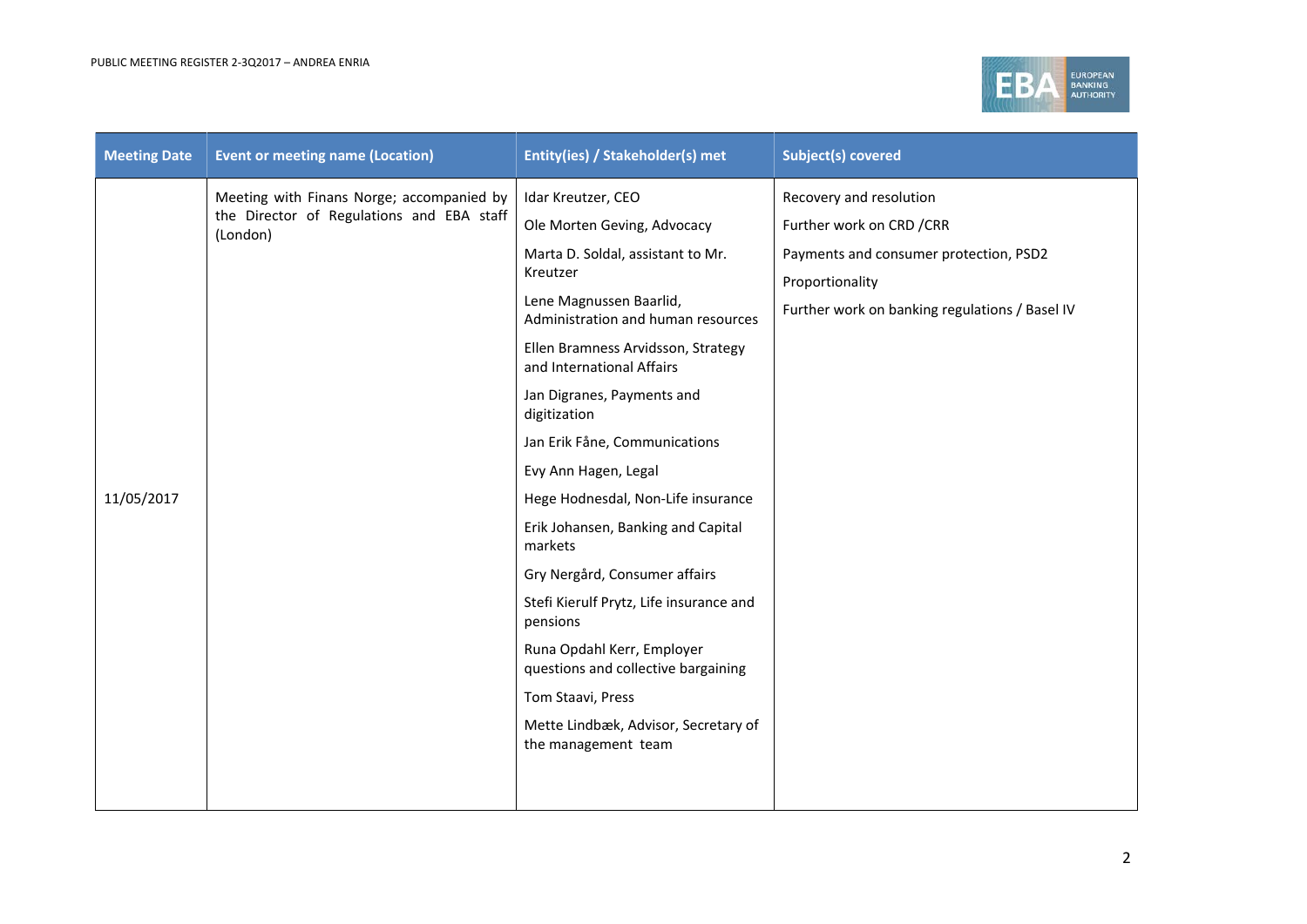| Meeting Date | Event or meeting name (Location) | Entity(ies) / Stakeholder(s) met | Subject(s) covered |
|---|---|---|---|
| 11/05/2017 | Meeting with Finans Norge; accompanied by the Director of Regulations and EBA staff (London) | Idar Kreutzer, CEO<br>Ole Morten Geving, Advocacy<br>Marta D. Soldal, assistant to Mr. Kreutzer<br>Lene Magnussen Baarlid, Administration and human resources<br>Ellen Bramness Arvidsson, Strategy and International Affairs<br>Jan Digranes, Payments and digitization<br>Jan Erik Fåne, Communications<br>Evy Ann Hagen, Legal<br>Hege Hodnesdal, Non-Life insurance<br>Erik Johansen, Banking and Capital markets<br>Gry Nergård, Consumer affairs<br>Stefi Kierulf Prytz, Life insurance and pensions<br>Runa Opdahl Kerr, Employer questions and collective bargaining<br>Tom Staavi, Press<br>Mette Lindbæk, Advisor, Secretary of the management team | Recovery and resolution<br>Further work on CRD /CRR<br>Payments and consumer protection, PSD2<br>Proportionality<br>Further work on banking regulations / Basel IV |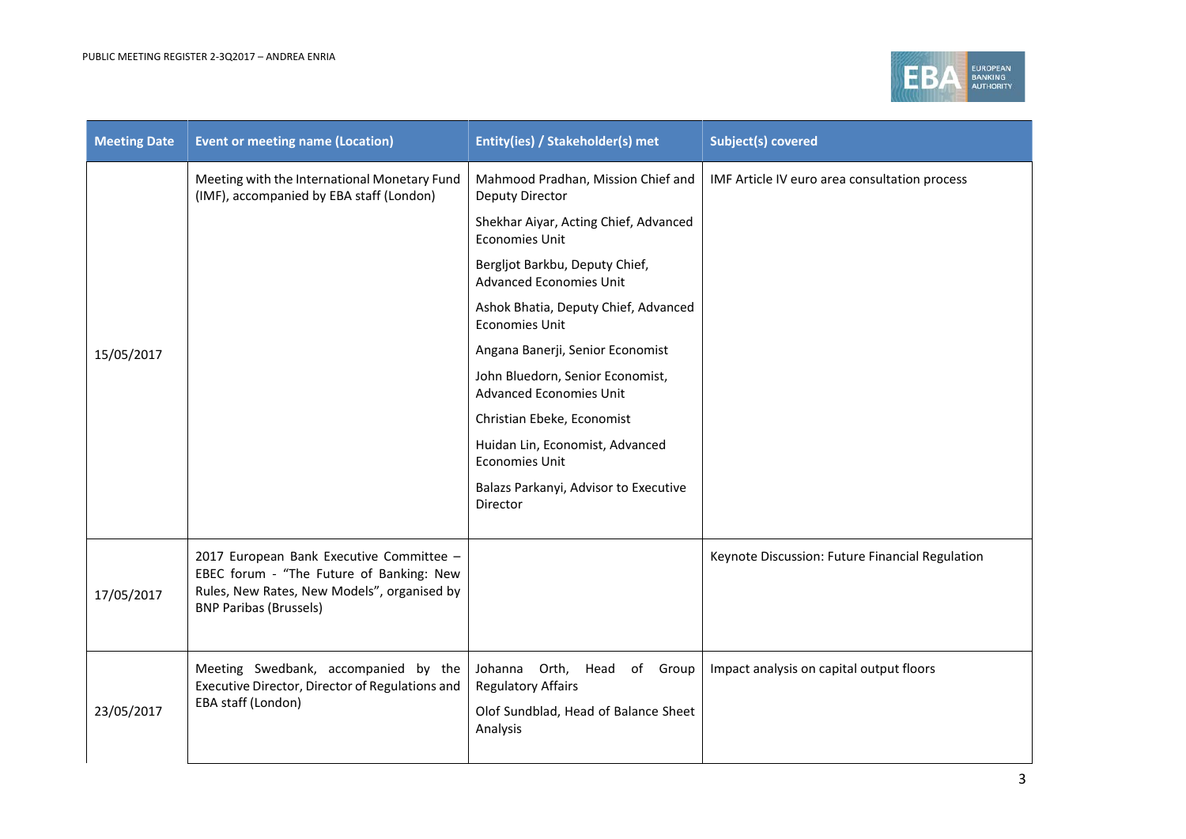| Meeting Date | Event or meeting name (Location) | Entity(ies) / Stakeholder(s) met | Subject(s) covered |
|---|---|---|---|
| 15/05/2017 | Meeting with the International Monetary Fund (IMF), accompanied by EBA staff (London) | Mahmood Pradhan, Mission Chief and Deputy Director<br>Shekhar Aiyar, Acting Chief, Advanced Economies Unit<br>Bergljot Barkbu, Deputy Chief, Advanced Economies Unit<br>Ashok Bhatia, Deputy Chief, Advanced Economies Unit<br>Angana Banerji, Senior Economist<br>John Bluedorn, Senior Economist, Advanced Economies Unit<br>Christian Ebeke, Economist<br>Huidan Lin, Economist, Advanced Economies Unit<br>Balazs Parkanyi, Advisor to Executive Director | IMF Article IV euro area consultation process |
| 17/05/2017 | 2017 European Bank Executive Committee – EBEC forum - "The Future of Banking: New Rules, New Rates, New Models", organised by BNP Paribas (Brussels) | | Keynote Discussion: Future Financial Regulation |
| 23/05/2017 | Meeting Swedbank, accompanied by the Executive Director, Director of Regulations and EBA staff (London) | Johanna Orth, Head of Group Regulatory Affairs<br>Olof Sundblad, Head of Balance Sheet Analysis | Impact analysis on capital output floors |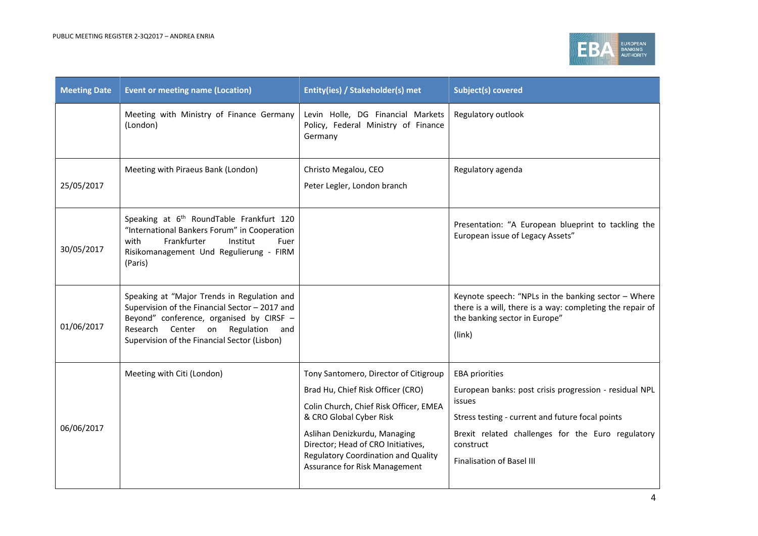| Meeting Date | Event or meeting name (Location) | Entity(ies) / Stakeholder(s) met | Subject(s) covered |
|---|---|---|---|
| | Meeting with Ministry of Finance Germany (London) | Levin Holle, DG Financial Markets Policy, Federal Ministry of Finance Germany | Regulatory outlook |
| 25/05/2017 | Meeting with Piraeus Bank (London) | Christo Megalou, CEO<br>Peter Legler, London branch | Regulatory agenda |
| 30/05/2017 | Speaking at 6th RoundTable Frankfurt 120 "International Bankers Forum" in Cooperation with Frankfurter Institut Fuer Risikomanagement Und Regulierung - FIRM (Paris) | | Presentation: "A European blueprint to tackling the European issue of Legacy Assets" |
| 01/06/2017 | Speaking at "Major Trends in Regulation and Supervision of the Financial Sector – 2017 and Beyond" conference, organised by CIRSF – Research Center on Regulation and Supervision of the Financial Sector (Lisbon) | | Keynote speech: "NPLs in the banking sector – Where there is a will, there is a way: completing the repair of the banking sector in Europe"<br>(link) |
| 06/06/2017 | Meeting with Citi (London) | Tony Santomero, Director of Citigroup<br>Brad Hu, Chief Risk Officer (CRO)<br>Colin Church, Chief Risk Officer, EMEA & CRO Global Cyber Risk<br>Aslihan Denizkurdu, Managing Director; Head of CRO Initiatives, Regulatory Coordination and Quality Assurance for Risk Management | EBA priorities<br>European banks: post crisis progression - residual NPL issues<br>Stress testing - current and future focal points<br>Brexit related challenges for the Euro regulatory construct<br>Finalisation of Basel III |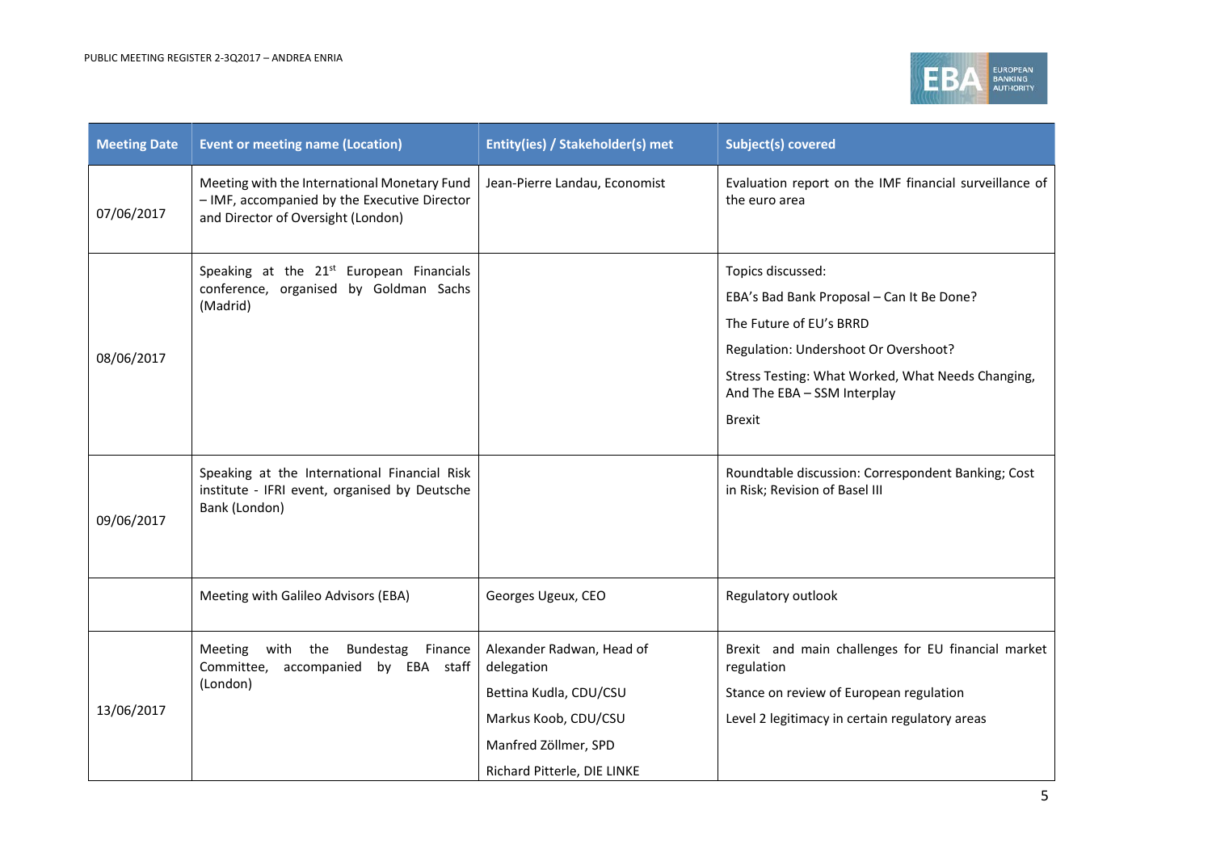| Meeting Date | Event or meeting name (Location) | Entity(ies) / Stakeholder(s) met | Subject(s) covered |
| --- | --- | --- | --- |
| 07/06/2017 | Meeting with the International Monetary Fund – IMF, accompanied by the Executive Director and Director of Oversight (London) | Jean-Pierre Landau, Economist | Evaluation report on the IMF financial surveillance of the euro area |
| 08/06/2017 | Speaking at the 21st European Financials conference, organised by Goldman Sachs (Madrid) | | Topics discussed:<br>EBA's Bad Bank Proposal – Can It Be Done?<br>The Future of EU's BRRD<br>Regulation: Undershoot Or Overshoot?<br>Stress Testing: What Worked, What Needs Changing, And The EBA – SSM Interplay<br>Brexit |
| 09/06/2017 | Speaking at the International Financial Risk institute - IFRI event, organised by Deutsche Bank (London) | | Roundtable discussion: Correspondent Banking; Cost in Risk; Revision of Basel III |
| | Meeting with Galileo Advisors (EBA) | Georges Ugeux, CEO | Regulatory outlook |
| 13/06/2017 | Meeting with the Bundestag Finance Committee, accompanied by EBA staff (London) | Alexander Radwan, Head of delegation<br>Bettina Kudla, CDU/CSU<br>Markus Koob, CDU/CSU<br>Manfred Zöllmer, SPD<br>Richard Pitterle, DIE LINKE | Brexit and main challenges for EU financial market regulation<br>Stance on review of European regulation<br>Level 2 legitimacy in certain regulatory areas |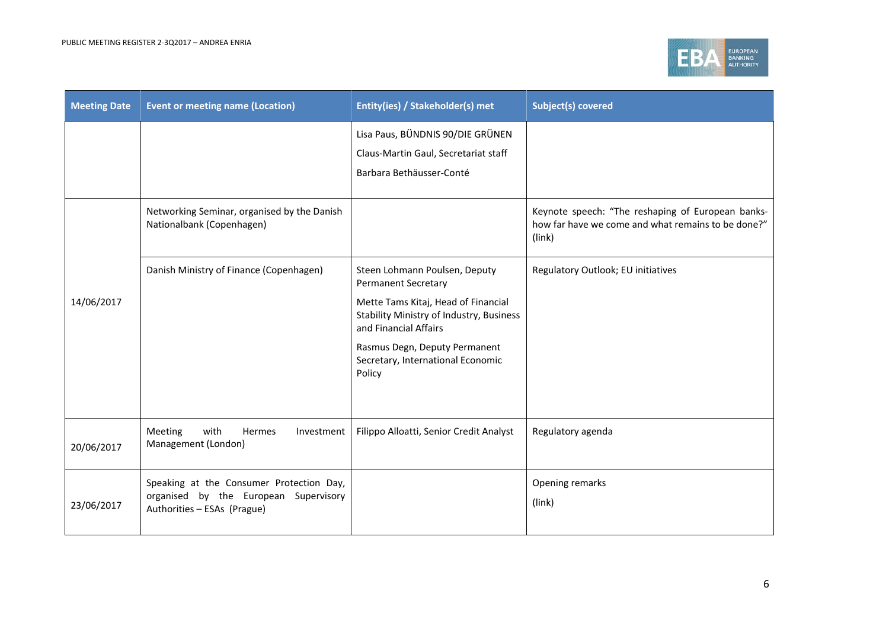| Meeting Date | Event or meeting name (Location) | Entity(ies) / Stakeholder(s) met | Subject(s) covered |
| --- | --- | --- | --- |
| | | Lisa Paus, BÜNDNIS 90/DIE GRÜNEN<br>Claus-Martin Gaul, Secretariat staff<br>Barbara Bethäusser-Conté | |
| 14/06/2017 | Networking Seminar, organised by the Danish Nationalbank (Copenhagen) | | Keynote speech: "The reshaping of European banks- how far have we come and what remains to be done?" (link) |
| | Danish Ministry of Finance (Copenhagen) | Steen Lohmann Poulsen, Deputy Permanent Secretary<br>Mette Tams Kitaj, Head of Financial Stability Ministry of Industry, Business and Financial Affairs<br>Rasmus Degn, Deputy Permanent Secretary, International Economic Policy | Regulatory Outlook; EU initiatives |
| 20/06/2017 | Meeting with Hermes Investment Management (London) | Filippo Alloatti, Senior Credit Analyst | Regulatory agenda |
| 23/06/2017 | Speaking at the Consumer Protection Day, organised by the European Supervisory Authorities – ESAs (Prague) | | Opening remarks<br>(link) |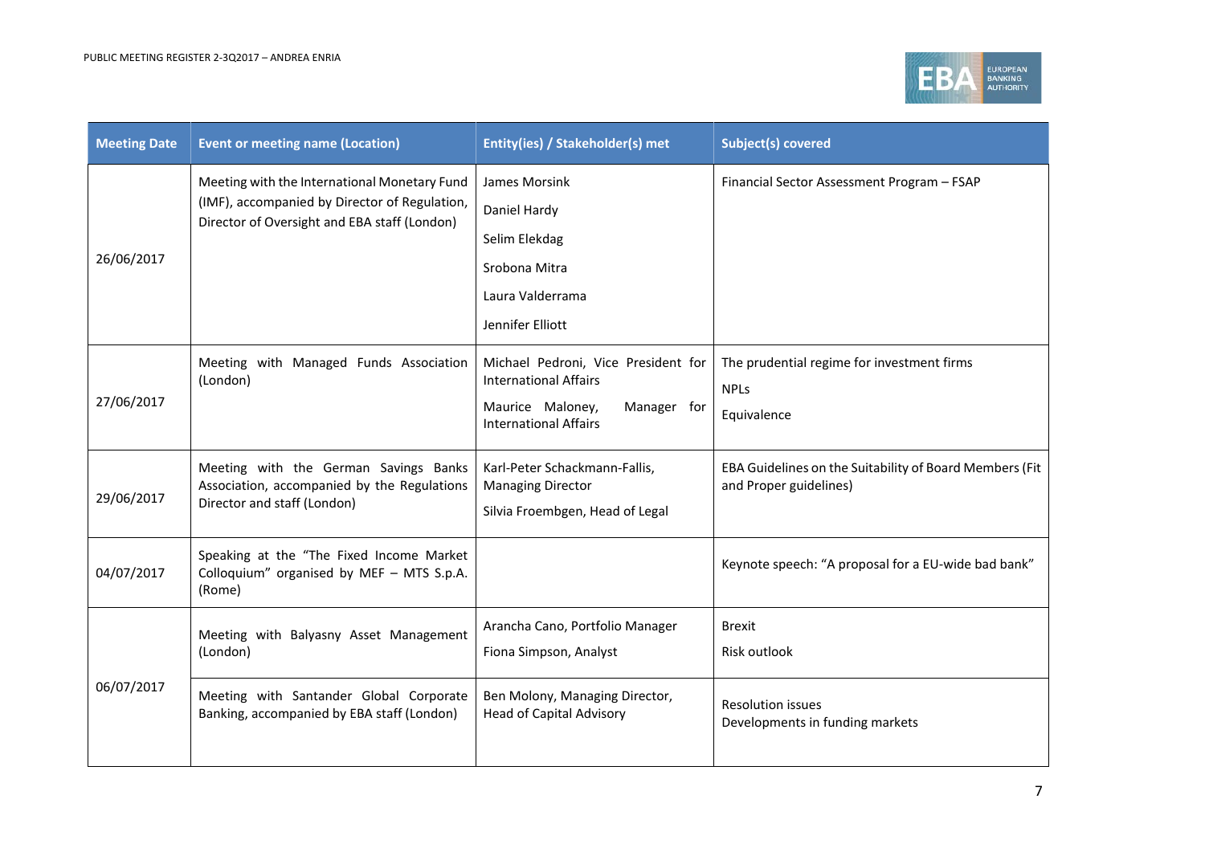| Meeting Date | Event or meeting name (Location) | Entity(ies) / Stakeholder(s) met | Subject(s) covered |
|---|---|---|---|
| 26/06/2017 | Meeting with the International Monetary Fund (IMF), accompanied by Director of Regulation, Director of Oversight and EBA staff (London) | James Morsink<br>Daniel Hardy<br>Selim Elekdag<br>Srobona Mitra<br>Laura Valderrama<br>Jennifer Elliott | Financial Sector Assessment Program – FSAP |
| 27/06/2017 | Meeting with Managed Funds Association (London) | Michael Pedroni, Vice President for International Affairs<br>Maurice Maloney, Manager for International Affairs | The prudential regime for investment firms<br>NPLs<br>Equivalence |
| 29/06/2017 | Meeting with the German Savings Banks Association, accompanied by the Regulations Director and staff (London) | Karl-Peter Schackmann-Fallis, Managing Director<br>Silvia Froembgen, Head of Legal | EBA Guidelines on the Suitability of Board Members (Fit and Proper guidelines) |
| 04/07/2017 | Speaking at the "The Fixed Income Market Colloquium" organised by MEF – MTS S.p.A. (Rome) | | Keynote speech: "A proposal for a EU-wide bad bank" |
| 06/07/2017 | Meeting with Balyasny Asset Management (London) | Arancha Cano, Portfolio Manager<br>Fiona Simpson, Analyst | Brexit<br>Risk outlook |
| | Meeting with Santander Global Corporate Banking, accompanied by EBA staff (London) | Ben Molony, Managing Director, Head of Capital Advisory | Resolution issues<br>Developments in funding markets |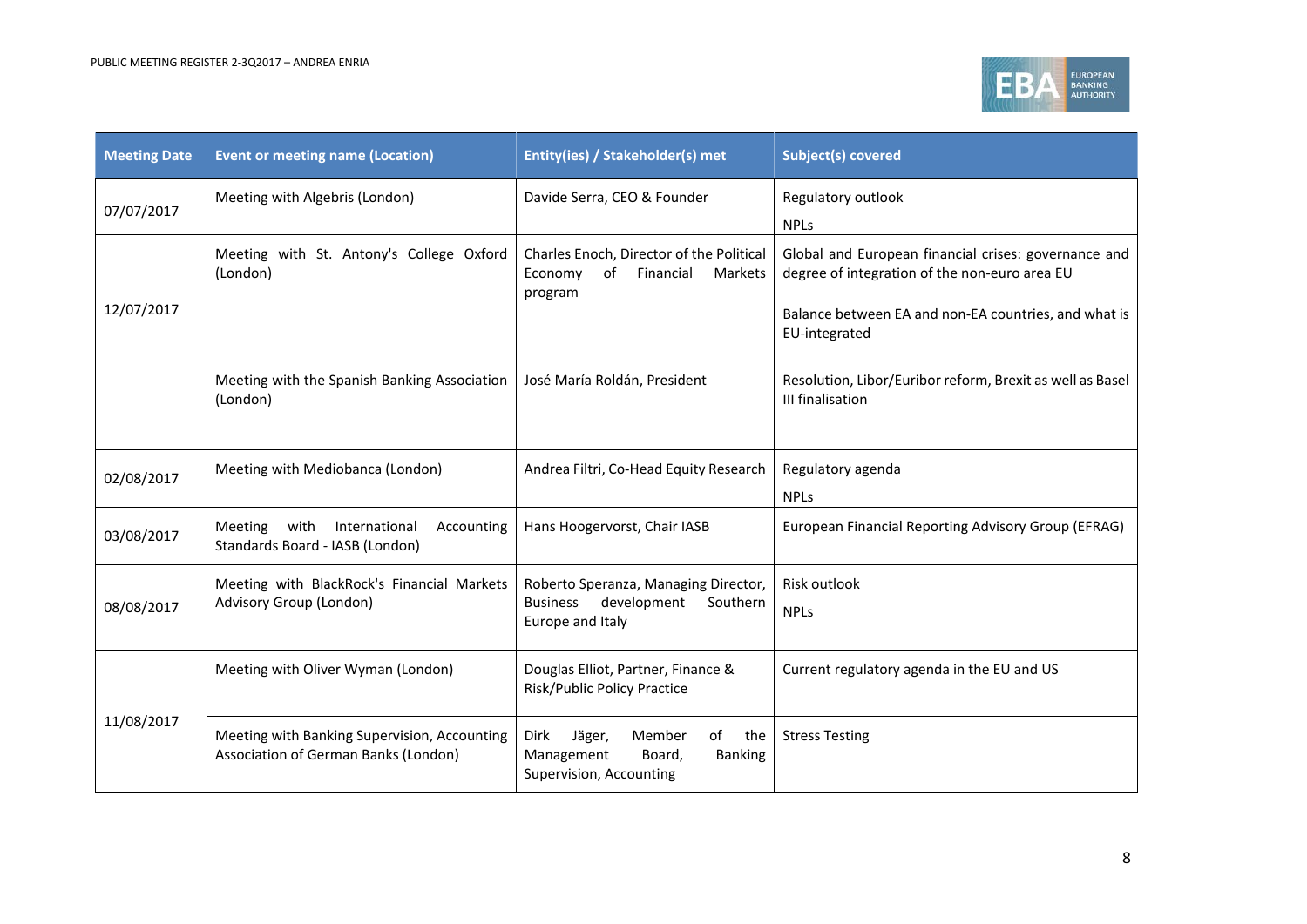| Meeting Date | Event or meeting name (Location) | Entity(ies) / Stakeholder(s) met | Subject(s) covered |
|---|---|---|---|
| 07/07/2017 | Meeting with Algebris (London) | Davide Serra, CEO & Founder | Regulatory outlook<br>NPLs |
| 12/07/2017 | Meeting with St. Antony's College Oxford (London) | Charles Enoch, Director of the Political Economy of Financial Markets program | Global and European financial crises: governance and degree of integration of the non-euro area EU<br>Balance between EA and non-EA countries, and what is EU-integrated |
| | Meeting with the Spanish Banking Association (London) | José María Roldán, President | Resolution, Libor/Euribor reform, Brexit as well as Basel III finalisation |
| 02/08/2017 | Meeting with Mediobanca (London) | Andrea Filtri, Co-Head Equity Research | Regulatory agenda<br>NPLs |
| 03/08/2017 | Meeting with International Accounting Standards Board - IASB (London) | Hans Hoogervorst, Chair IASB | European Financial Reporting Advisory Group (EFRAG) |
| 08/08/2017 | Meeting with BlackRock's Financial Markets Advisory Group (London) | Roberto Speranza, Managing Director, Business development Southern Europe and Italy | Risk outlook<br>NPLs |
| 11/08/2017 | Meeting with Oliver Wyman (London) | Douglas Elliot, Partner, Finance & Risk/Public Policy Practice | Current regulatory agenda in the EU and US |
| | Meeting with Banking Supervision, Accounting Association of German Banks (London) | Dirk Jäger, Member of the Management Board, Banking Supervision, Accounting | Stress Testing |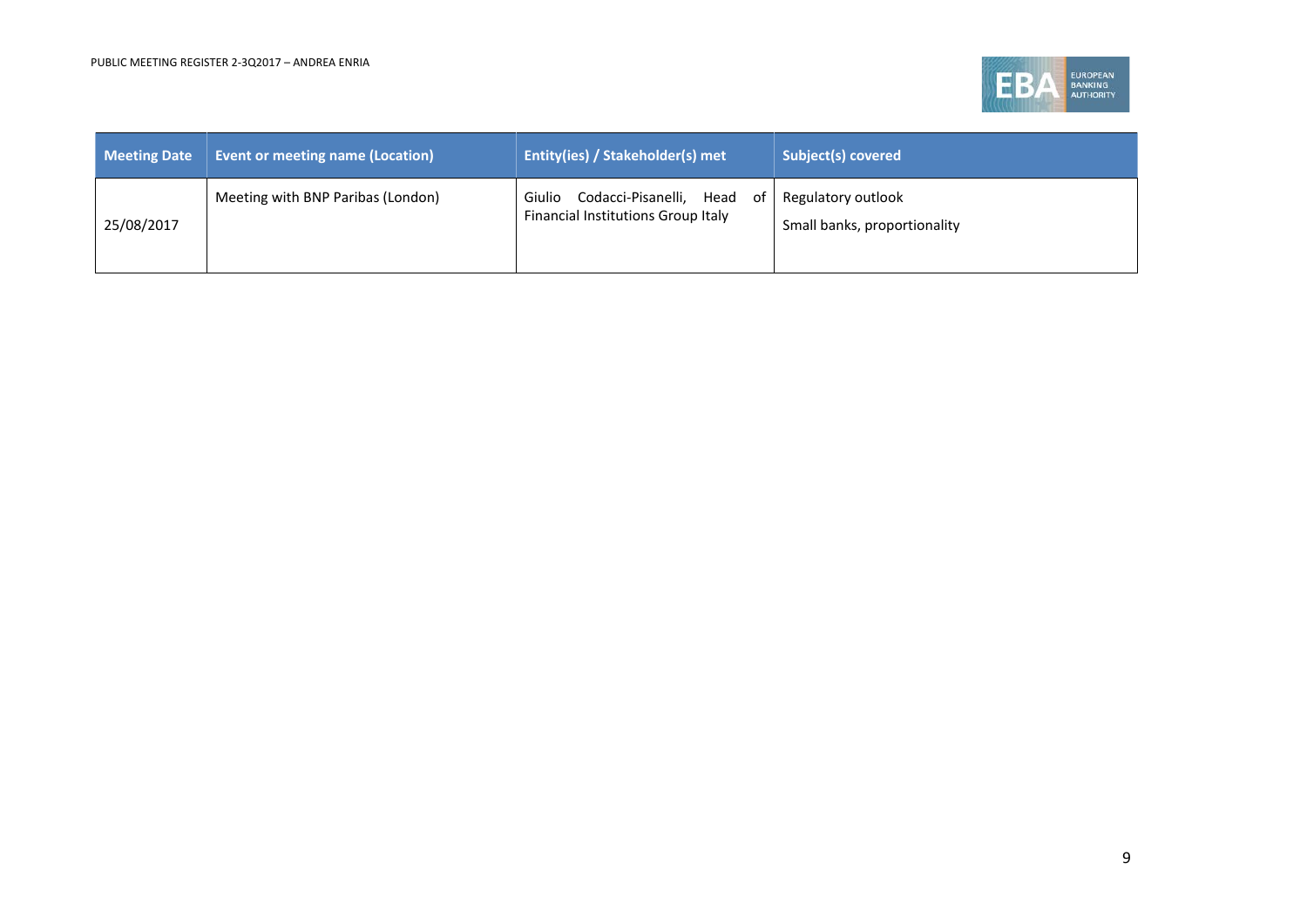| Meeting Date | Event or meeting name (Location) | Entity(ies) / Stakeholder(s) met | Subject(s) covered |
|---|---|---|---|
| 25/08/2017 | Meeting with BNP Paribas (London) | Giulio Codacci-Pisanelli, Head of Financial Institutions Group Italy | Regulatory outlook<br>Small banks, proportionality |